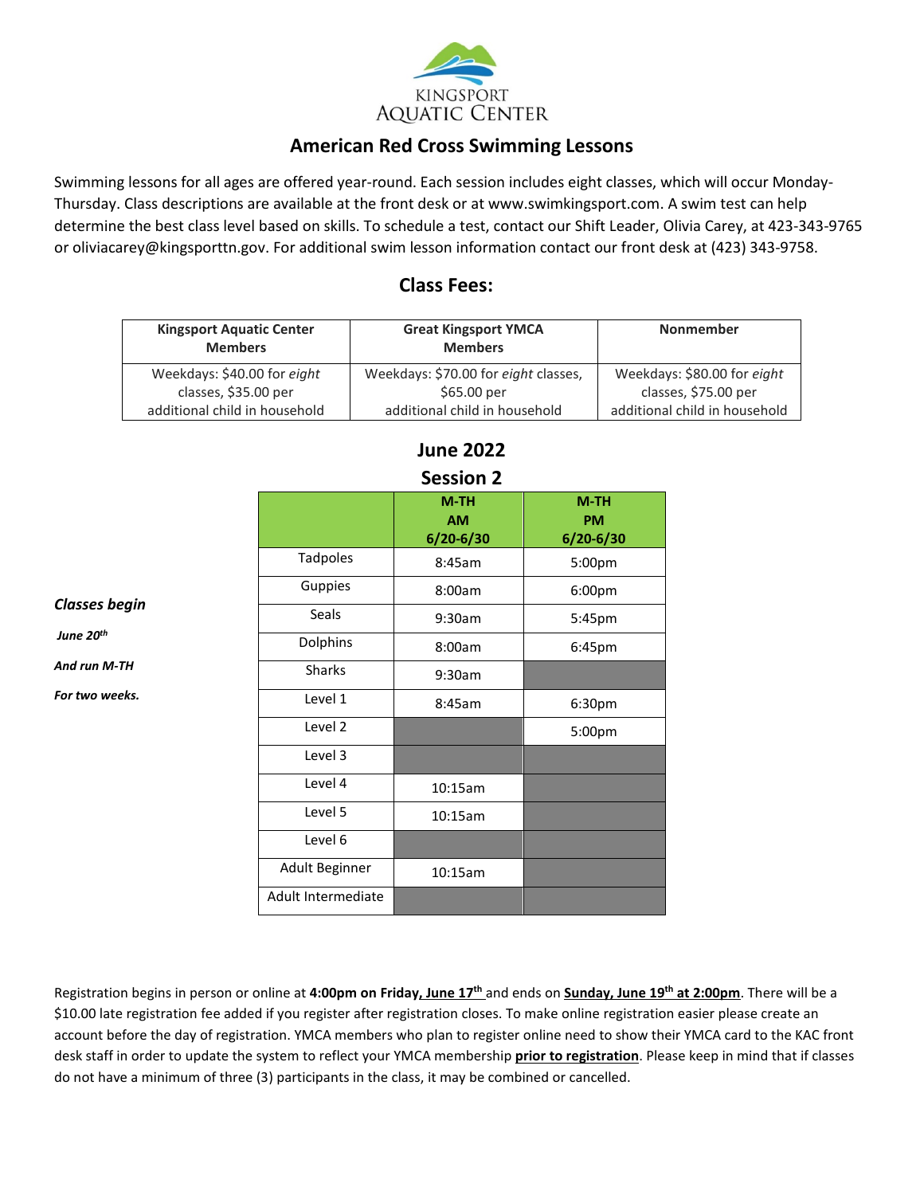KINGSPORT AQUATIC CENTER

# American Red Cross Swimming Lessons

Swimming lessons for all ages are offered year-round. Each session includes eight classes, which will occur Monday-Thursday. Class descriptions are available at the front desk or at www.swimkingsport.com. A swim test can help determine the best class level based on skills. To schedule a test, contact our Shift Leader, Olivia Carey, at 423-343-9765 or oliviacarey@kingsporttn.gov. For additional swim lesson information contact our front desk at (423) 343-9758.

## Class Fees:

| Kingsport Aquatic Center Members | Great Kingsport YMCA Members | Nonmember |
|---|---|---|
| Weekdays: $40.00 for *eight* classes, $35.00 per additional child in household | Weekdays: $70.00 for *eight* classes, $65.00 per additional child in household | Weekdays: $80.00 for *eight* classes, $75.00 per additional child in household |

## June 2022
## Session 2

***Classes begin***

***June 20th***

***And run M-TH***

***For two weeks.***

| | **M-TH AM 6/20-6/30** | **M-TH PM 6/20-6/30** |
|---|---|---|
| Tadpoles | 8:45am | 5:00pm |
| Guppies | 8:00am | 6:00pm |
| Seals | 9:30am | 5:45pm |
| Dolphins | 8:00am | 6:45pm |
| Sharks | 9:30am | |
| Level 1 | 8:45am | 6:30pm |
| Level 2 | | 5:00pm |
| Level 3 | | |
| Level 4 | 10:15am | |
| Level 5 | 10:15am | |
| Level 6 | | |
| Adult Beginner | 10:15am | |
| Adult Intermediate | | |

Registration begins in person or online at **4:00pm on Friday, June 17th** and ends on **Sunday, June 19th at 2:00pm**. There will be a $10.00 late registration fee added if you register after registration closes. To make online registration easier please create an account before the day of registration. YMCA members who plan to register online need to show their YMCA card to the KAC front desk staff in order to update the system to reflect your YMCA membership **prior to registration**. Please keep in mind that if classes do not have a minimum of three (3) participants in the class, it may be combined or cancelled.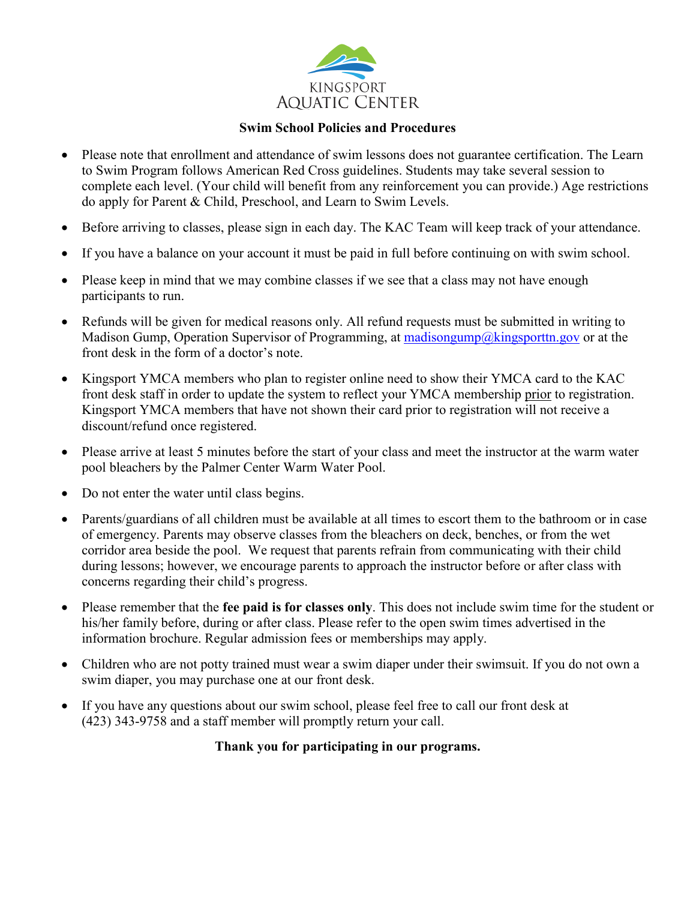KINGSPORT AQUATIC CENTER

**Swim School Policies and Procedures**

- Please note that enrollment and attendance of swim lessons does not guarantee certification. The Learn to Swim Program follows American Red Cross guidelines. Students may take several session to complete each level. (Your child will benefit from any reinforcement you can provide.) Age restrictions do apply for Parent & Child, Preschool, and Learn to Swim Levels.
- Before arriving to classes, please sign in each day. The KAC Team will keep track of your attendance.
- If you have a balance on your account it must be paid in full before continuing on with swim school.
- Please keep in mind that we may combine classes if we see that a class may not have enough participants to run.
- Refunds will be given for medical reasons only. All refund requests must be submitted in writing to Madison Gump, Operation Supervisor of Programming, at madisongump@kingsporttn.gov or at the front desk in the form of a doctor's note.
- Kingsport YMCA members who plan to register online need to show their YMCA card to the KAC front desk staff in order to update the system to reflect your YMCA membership prior to registration. Kingsport YMCA members that have not shown their card prior to registration will not receive a discount/refund once registered.
- Please arrive at least 5 minutes before the start of your class and meet the instructor at the warm water pool bleachers by the Palmer Center Warm Water Pool.
- Do not enter the water until class begins.
- Parents/guardians of all children must be available at all times to escort them to the bathroom or in case of emergency. Parents may observe classes from the bleachers on deck, benches, or from the wet corridor area beside the pool. We request that parents refrain from communicating with their child during lessons; however, we encourage parents to approach the instructor before or after class with concerns regarding their child's progress.
- Please remember that the **fee paid is for classes only**. This does not include swim time for the student or his/her family before, during or after class. Please refer to the open swim times advertised in the information brochure. Regular admission fees or memberships may apply.
- Children who are not potty trained must wear a swim diaper under their swimsuit. If you do not own a swim diaper, you may purchase one at our front desk.
- If you have any questions about our swim school, please feel free to call our front desk at (423) 343-9758 and a staff member will promptly return your call.

**Thank you for participating in our programs.**